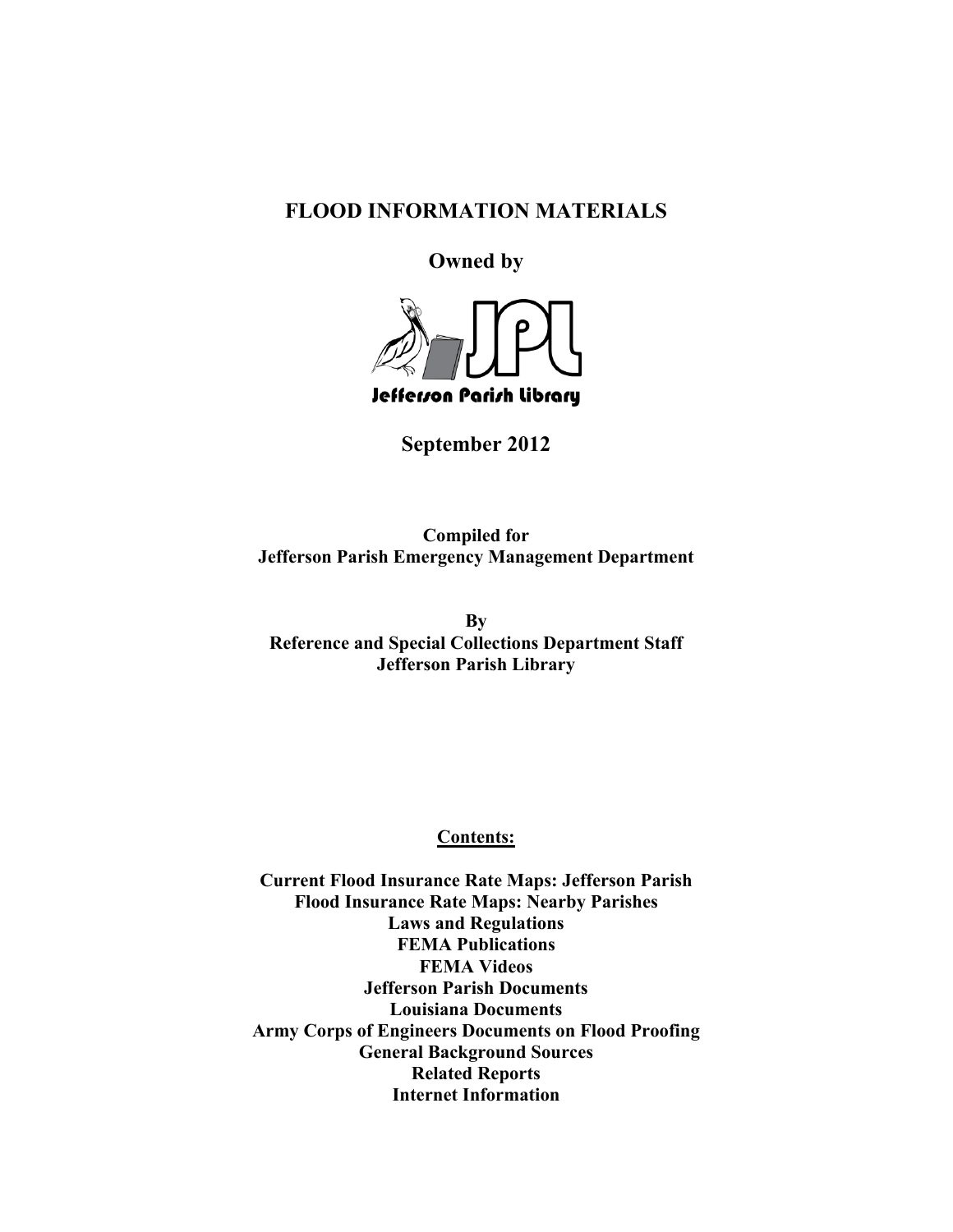# FLOOD INFORMATION MATERIALS

## Owned by

Jefferson Parish Library

## September 2012

**Compiled for**
**Jefferson Parish Emergency Management Department**

**By**
**Reference and Special Collections Department Staff**
**Jefferson Parish Library**

## Contents:

**Current Flood Insurance Rate Maps: Jefferson Parish**
**Flood Insurance Rate Maps: Nearby Parishes**
**Laws and Regulations**
**FEMA Publications**
**FEMA Videos**
**Jefferson Parish Documents**
**Louisiana Documents**
**Army Corps of Engineers Documents on Flood Proofing**
**General Background Sources**
**Related Reports**
**Internet Information**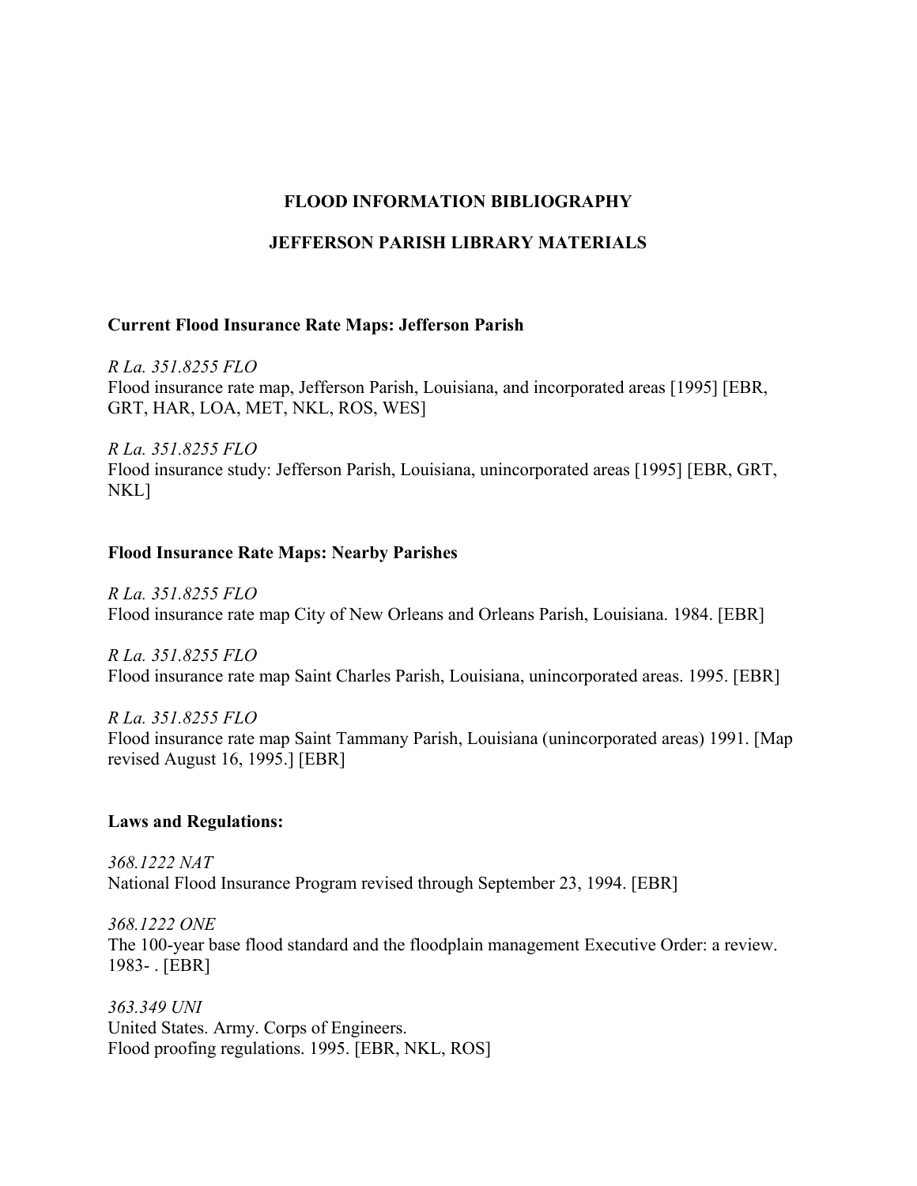**FLOOD INFORMATION BIBLIOGRAPHY**

**JEFFERSON PARISH LIBRARY MATERIALS**

**Current Flood Insurance Rate Maps: Jefferson Parish**

*R La. 351.8255 FLO*
Flood insurance rate map, Jefferson Parish, Louisiana, and incorporated areas [1995] [EBR, GRT, HAR, LOA, MET, NKL, ROS, WES]

*R La. 351.8255 FLO*
Flood insurance study: Jefferson Parish, Louisiana, unincorporated areas [1995] [EBR, GRT, NKL]

**Flood Insurance Rate Maps: Nearby Parishes**

*R La. 351.8255 FLO*
Flood insurance rate map City of New Orleans and Orleans Parish, Louisiana. 1984. [EBR]

*R La. 351.8255 FLO*
Flood insurance rate map Saint Charles Parish, Louisiana, unincorporated areas. 1995. [EBR]

*R La. 351.8255 FLO*
Flood insurance rate map Saint Tammany Parish, Louisiana (unincorporated areas) 1991. [Map revised August 16, 1995.] [EBR]

**Laws and Regulations:**

*368.1222 NAT*
National Flood Insurance Program revised through September 23, 1994. [EBR]

*368.1222 ONE*
The 100-year base flood standard and the floodplain management Executive Order: a review. 1983- . [EBR]

*363.349 UNI*
United States. Army. Corps of Engineers.
Flood proofing regulations. 1995. [EBR, NKL, ROS]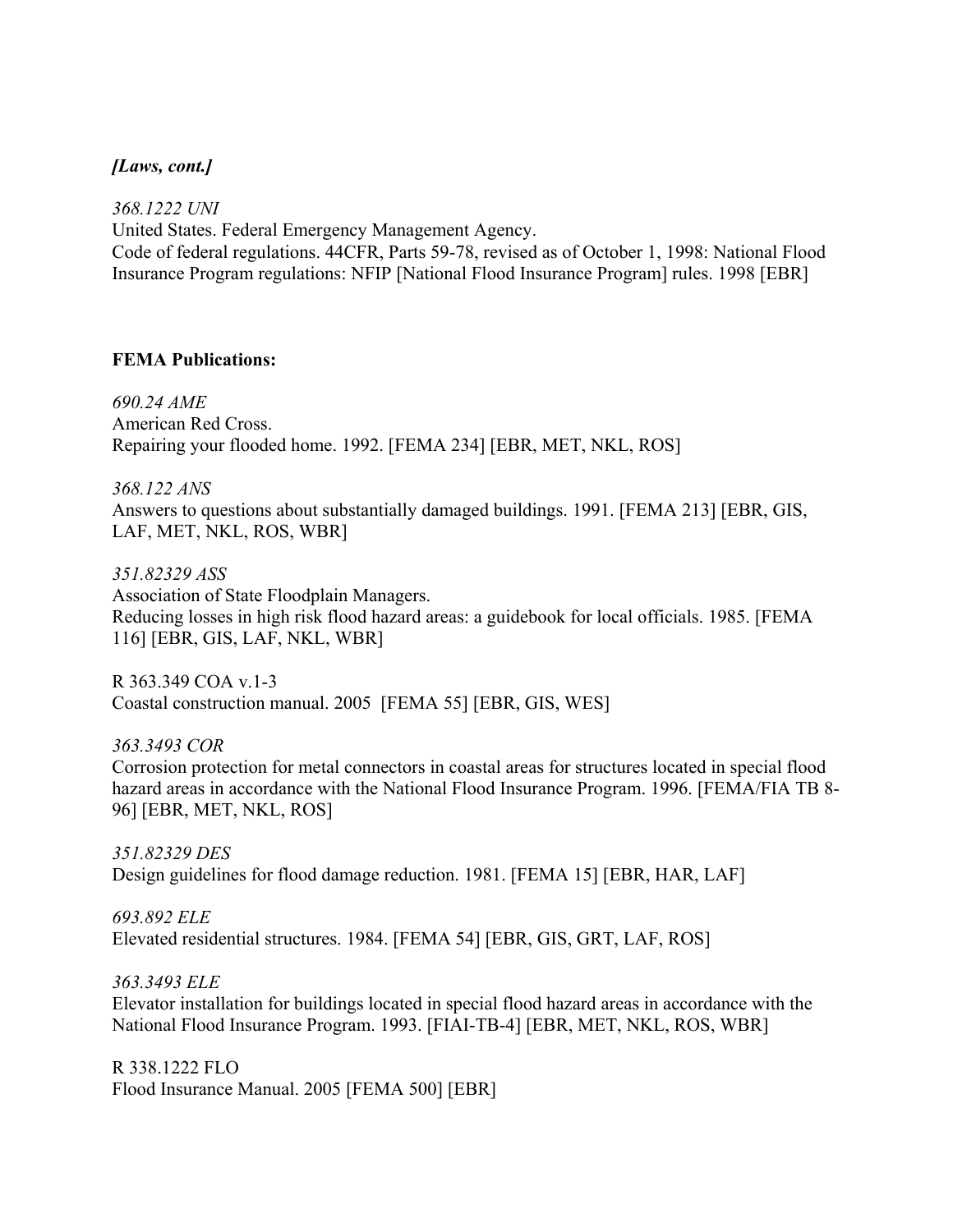***[Laws, cont.]***

*368.1222 UNI*
United States. Federal Emergency Management Agency.
Code of federal regulations. 44CFR, Parts 59-78, revised as of October 1, 1998: National Flood Insurance Program regulations: NFIP [National Flood Insurance Program] rules. 1998 [EBR]

**FEMA Publications:**

*690.24 AME*
American Red Cross.
Repairing your flooded home. 1992. [FEMA 234] [EBR, MET, NKL, ROS]

*368.122 ANS*
Answers to questions about substantially damaged buildings. 1991. [FEMA 213] [EBR, GIS, LAF, MET, NKL, ROS, WBR]

*351.82329 ASS*
Association of State Floodplain Managers.
Reducing losses in high risk flood hazard areas: a guidebook for local officials. 1985. [FEMA 116] [EBR, GIS, LAF, NKL, WBR]

R 363.349 COA v.1-3
Coastal construction manual. 2005 [FEMA 55] [EBR, GIS, WES]

*363.3493 COR*
Corrosion protection for metal connectors in coastal areas for structures located in special flood hazard areas in accordance with the National Flood Insurance Program. 1996. [FEMA/FIA TB 8-96] [EBR, MET, NKL, ROS]

*351.82329 DES*
Design guidelines for flood damage reduction. 1981. [FEMA 15] [EBR, HAR, LAF]

*693.892 ELE*
Elevated residential structures. 1984. [FEMA 54] [EBR, GIS, GRT, LAF, ROS]

*363.3493 ELE*
Elevator installation for buildings located in special flood hazard areas in accordance with the National Flood Insurance Program. 1993. [FIAI-TB-4] [EBR, MET, NKL, ROS, WBR]

R 338.1222 FLO
Flood Insurance Manual. 2005 [FEMA 500] [EBR]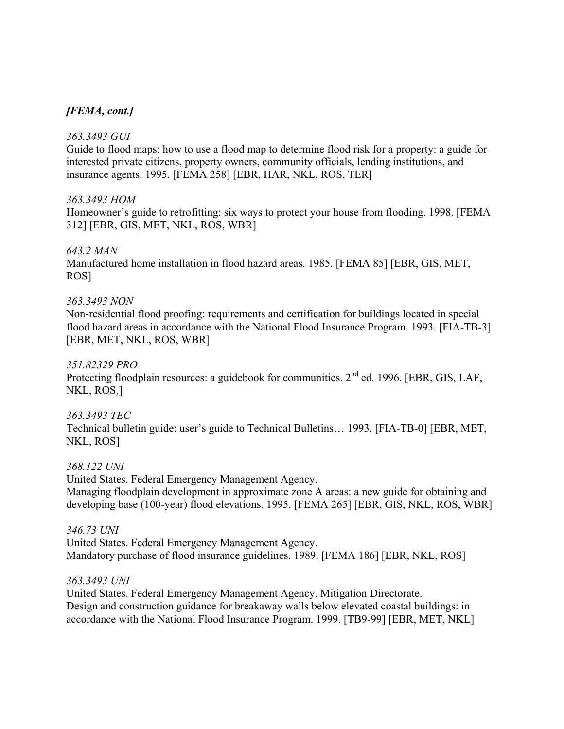***[FEMA, cont.]***

*363.3493 GUI*
Guide to flood maps: how to use a flood map to determine flood risk for a property: a guide for interested private citizens, property owners, community officials, lending institutions, and insurance agents. 1995. [FEMA 258] [EBR, HAR, NKL, ROS, TER]

*363.3493 HOM*
Homeowner's guide to retrofitting: six ways to protect your house from flooding. 1998. [FEMA 312] [EBR, GIS, MET, NKL, ROS, WBR]

*643.2 MAN*
Manufactured home installation in flood hazard areas. 1985. [FEMA 85] [EBR, GIS, MET, ROS]

*363.3493 NON*
Non-residential flood proofing: requirements and certification for buildings located in special flood hazard areas in accordance with the National Flood Insurance Program. 1993. [FIA-TB-3] [EBR, MET, NKL, ROS, WBR]

*351.82329 PRO*
Protecting floodplain resources: a guidebook for communities. 2nd ed. 1996. [EBR, GIS, LAF, NKL, ROS,]

*363.3493 TEC*
Technical bulletin guide: user's guide to Technical Bulletins… 1993. [FIA-TB-0] [EBR, MET, NKL, ROS]

*368.122 UNI*
United States. Federal Emergency Management Agency.
Managing floodplain development in approximate zone A areas: a new guide for obtaining and developing base (100-year) flood elevations. 1995. [FEMA 265] [EBR, GIS, NKL, ROS, WBR]

*346.73 UNI*
United States. Federal Emergency Management Agency.
Mandatory purchase of flood insurance guidelines. 1989. [FEMA 186] [EBR, NKL, ROS]

*363.3493 UNI*
United States. Federal Emergency Management Agency. Mitigation Directorate.
Design and construction guidance for breakaway walls below elevated coastal buildings: in accordance with the National Flood Insurance Program. 1999. [TB9-99] [EBR, MET, NKL]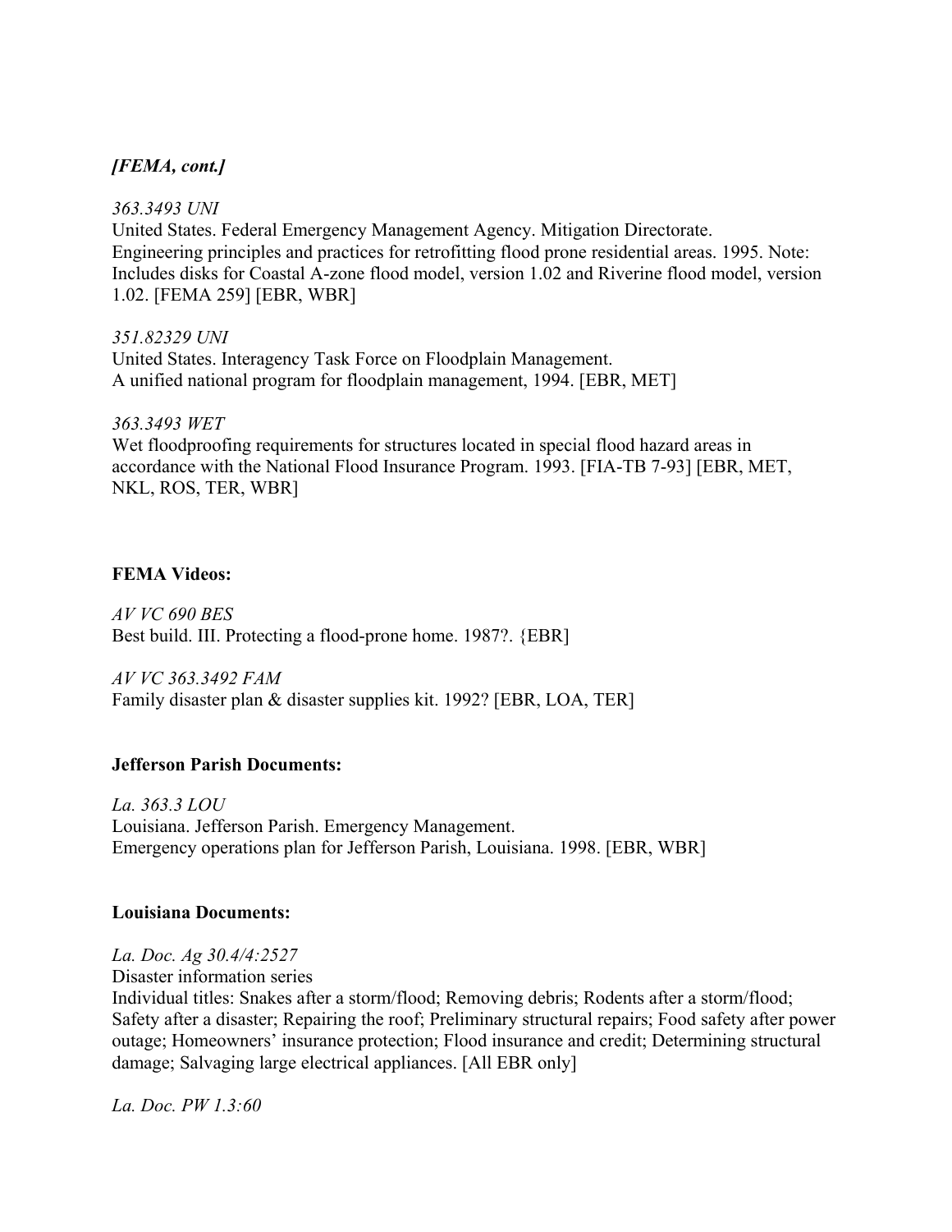***[FEMA, cont.]***

*363.3493 UNI*
United States. Federal Emergency Management Agency. Mitigation Directorate.
Engineering principles and practices for retrofitting flood prone residential areas. 1995. Note: Includes disks for Coastal A-zone flood model, version 1.02 and Riverine flood model, version 1.02. [FEMA 259] [EBR, WBR]

*351.82329 UNI*
United States. Interagency Task Force on Floodplain Management.
A unified national program for floodplain management, 1994. [EBR, MET]

*363.3493 WET*
Wet floodproofing requirements for structures located in special flood hazard areas in accordance with the National Flood Insurance Program. 1993. [FIA-TB 7-93] [EBR, MET, NKL, ROS, TER, WBR]

**FEMA Videos:**

*AV VC 690 BES*
Best build. III. Protecting a flood-prone home. 1987?. {EBR]

*AV VC 363.3492 FAM*
Family disaster plan & disaster supplies kit. 1992? [EBR, LOA, TER]

**Jefferson Parish Documents:**

*La. 363.3 LOU*
Louisiana. Jefferson Parish. Emergency Management.
Emergency operations plan for Jefferson Parish, Louisiana. 1998. [EBR, WBR]

**Louisiana Documents:**

*La. Doc. Ag 30.4/4:2527*
Disaster information series
Individual titles: Snakes after a storm/flood; Removing debris; Rodents after a storm/flood; Safety after a disaster; Repairing the roof; Preliminary structural repairs; Food safety after power outage; Homeowners' insurance protection; Flood insurance and credit; Determining structural damage; Salvaging large electrical appliances. [All EBR only]

*La. Doc. PW 1.3:60*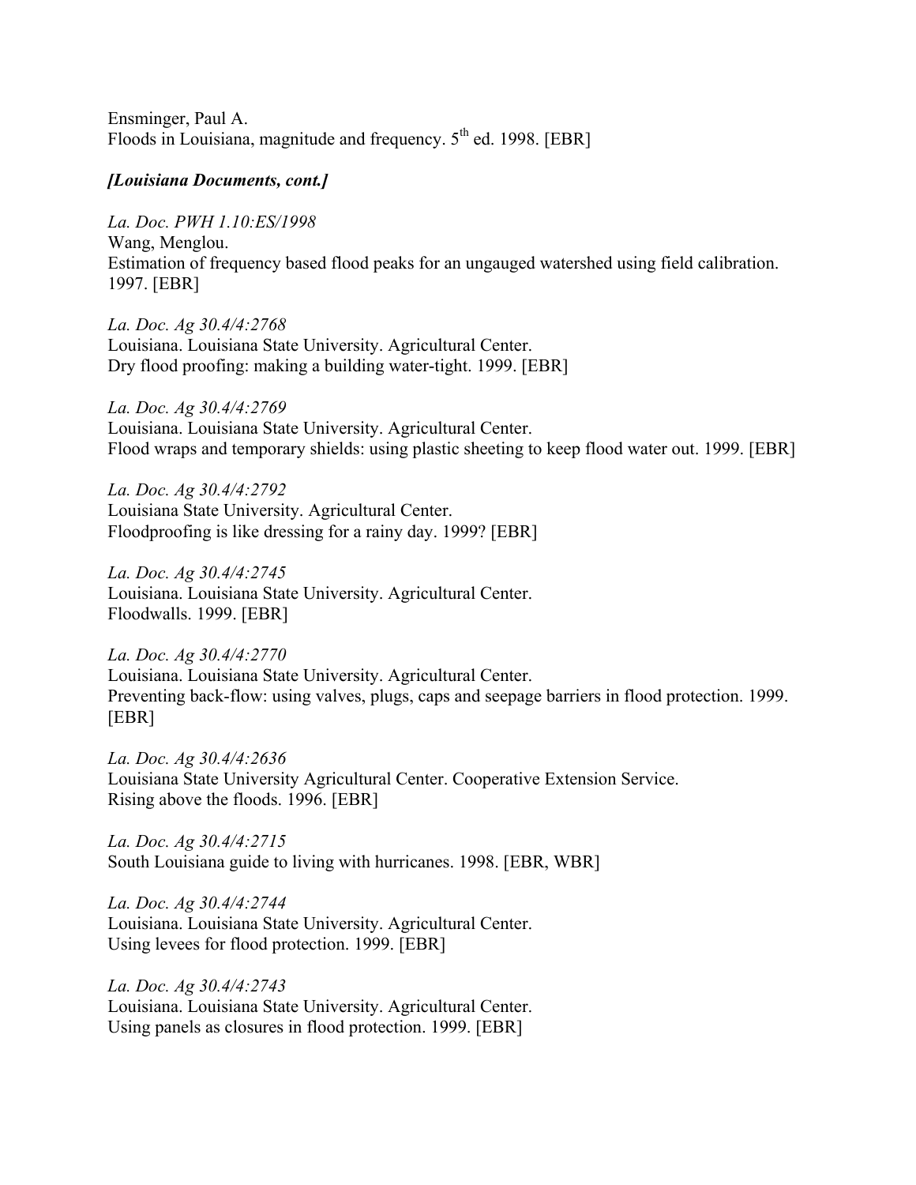Ensminger, Paul A.
Floods in Louisiana, magnitude and frequency. 5th ed. 1998. [EBR]

***[Louisiana Documents, cont.]***

*La. Doc. PWH 1.10:ES/1998*
Wang, Menglou.
Estimation of frequency based flood peaks for an ungauged watershed using field calibration. 1997. [EBR]

*La. Doc. Ag 30.4/4:2768*
Louisiana. Louisiana State University. Agricultural Center.
Dry flood proofing: making a building water-tight. 1999. [EBR]

*La. Doc. Ag 30.4/4:2769*
Louisiana. Louisiana State University. Agricultural Center.
Flood wraps and temporary shields: using plastic sheeting to keep flood water out. 1999. [EBR]

*La. Doc. Ag 30.4/4:2792*
Louisiana State University. Agricultural Center.
Floodproofing is like dressing for a rainy day. 1999? [EBR]

*La. Doc. Ag 30.4/4:2745*
Louisiana. Louisiana State University. Agricultural Center.
Floodwalls. 1999. [EBR]

*La. Doc. Ag 30.4/4:2770*
Louisiana. Louisiana State University. Agricultural Center.
Preventing back-flow: using valves, plugs, caps and seepage barriers in flood protection. 1999. [EBR]

*La. Doc. Ag 30.4/4:2636*
Louisiana State University Agricultural Center. Cooperative Extension Service.
Rising above the floods. 1996. [EBR]

*La. Doc. Ag 30.4/4:2715*
South Louisiana guide to living with hurricanes. 1998. [EBR, WBR]

*La. Doc. Ag 30.4/4:2744*
Louisiana. Louisiana State University. Agricultural Center.
Using levees for flood protection. 1999. [EBR]

*La. Doc. Ag 30.4/4:2743*
Louisiana. Louisiana State University. Agricultural Center.
Using panels as closures in flood protection. 1999. [EBR]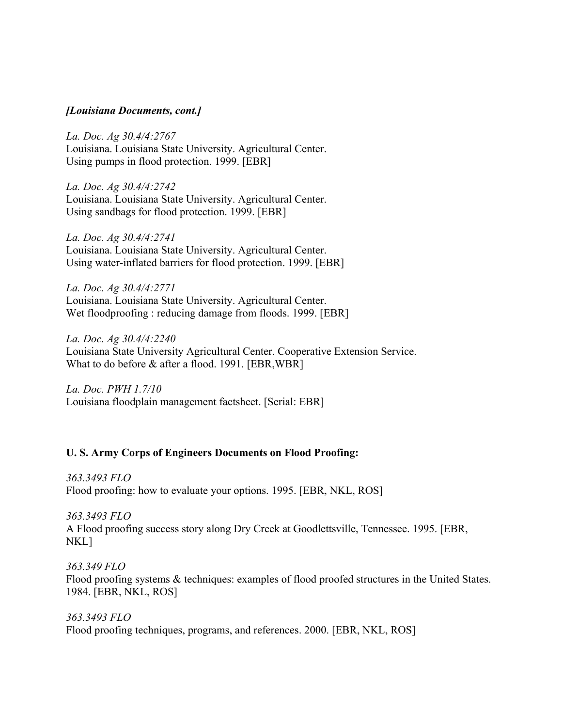***[Louisiana Documents, cont.]***

*La. Doc. Ag 30.4/4:2767*
Louisiana. Louisiana State University. Agricultural Center.
Using pumps in flood protection. 1999. [EBR]

*La. Doc. Ag 30.4/4:2742*
Louisiana. Louisiana State University. Agricultural Center.
Using sandbags for flood protection. 1999. [EBR]

*La. Doc. Ag 30.4/4:2741*
Louisiana. Louisiana State University. Agricultural Center.
Using water-inflated barriers for flood protection. 1999. [EBR]

*La. Doc. Ag 30.4/4:2771*
Louisiana. Louisiana State University. Agricultural Center.
Wet floodproofing : reducing damage from floods. 1999. [EBR]

*La. Doc. Ag 30.4/4:2240*
Louisiana State University Agricultural Center. Cooperative Extension Service.
What to do before & after a flood. 1991. [EBR,WBR]

*La. Doc. PWH 1.7/10*
Louisiana floodplain management factsheet. [Serial: EBR]

**U. S. Army Corps of Engineers Documents on Flood Proofing:**

*363.3493 FLO*
Flood proofing: how to evaluate your options. 1995. [EBR, NKL, ROS]

*363.3493 FLO*
A Flood proofing success story along Dry Creek at Goodlettsville, Tennessee. 1995. [EBR, NKL]

*363.349 FLO*
Flood proofing systems & techniques: examples of flood proofed structures in the United States. 1984. [EBR, NKL, ROS]

*363.3493 FLO*
Flood proofing techniques, programs, and references. 2000. [EBR, NKL, ROS]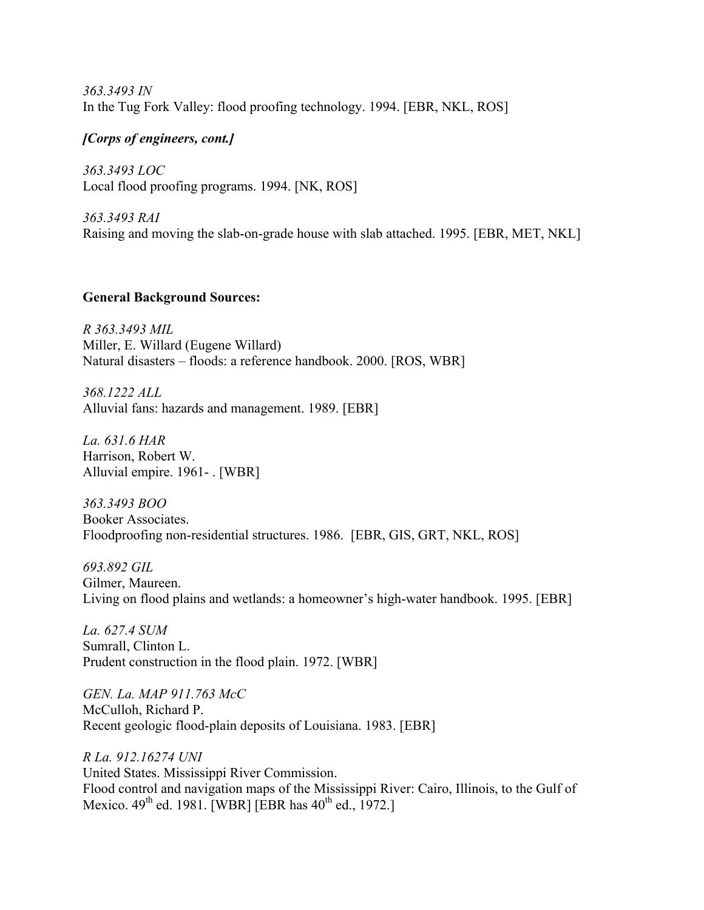*363.3493 IN*
In the Tug Fork Valley: flood proofing technology. 1994. [EBR, NKL, ROS]

***[Corps of engineers, cont.]***

*363.3493 LOC*
Local flood proofing programs. 1994. [NK, ROS]

*363.3493 RAI*
Raising and moving the slab-on-grade house with slab attached. 1995. [EBR, MET, NKL]

**General Background Sources:**

*R 363.3493 MIL*
Miller, E. Willard (Eugene Willard)
Natural disasters – floods: a reference handbook. 2000. [ROS, WBR]

*368.1222 ALL*
Alluvial fans: hazards and management. 1989. [EBR]

*La. 631.6 HAR*
Harrison, Robert W.
Alluvial empire. 1961- . [WBR]

*363.3493 BOO*
Booker Associates.
Floodproofing non-residential structures. 1986. [EBR, GIS, GRT, NKL, ROS]

*693.892 GIL*
Gilmer, Maureen.
Living on flood plains and wetlands: a homeowner's high-water handbook. 1995. [EBR]

*La. 627.4 SUM*
Sumrall, Clinton L.
Prudent construction in the flood plain. 1972. [WBR]

*GEN. La. MAP 911.763 McC*
McCulloh, Richard P.
Recent geologic flood-plain deposits of Louisiana. 1983. [EBR]

*R La. 912.16274 UNI*
United States. Mississippi River Commission.
Flood control and navigation maps of the Mississippi River: Cairo, Illinois, to the Gulf of Mexico. 49th ed. 1981. [WBR] [EBR has 40th ed., 1972.]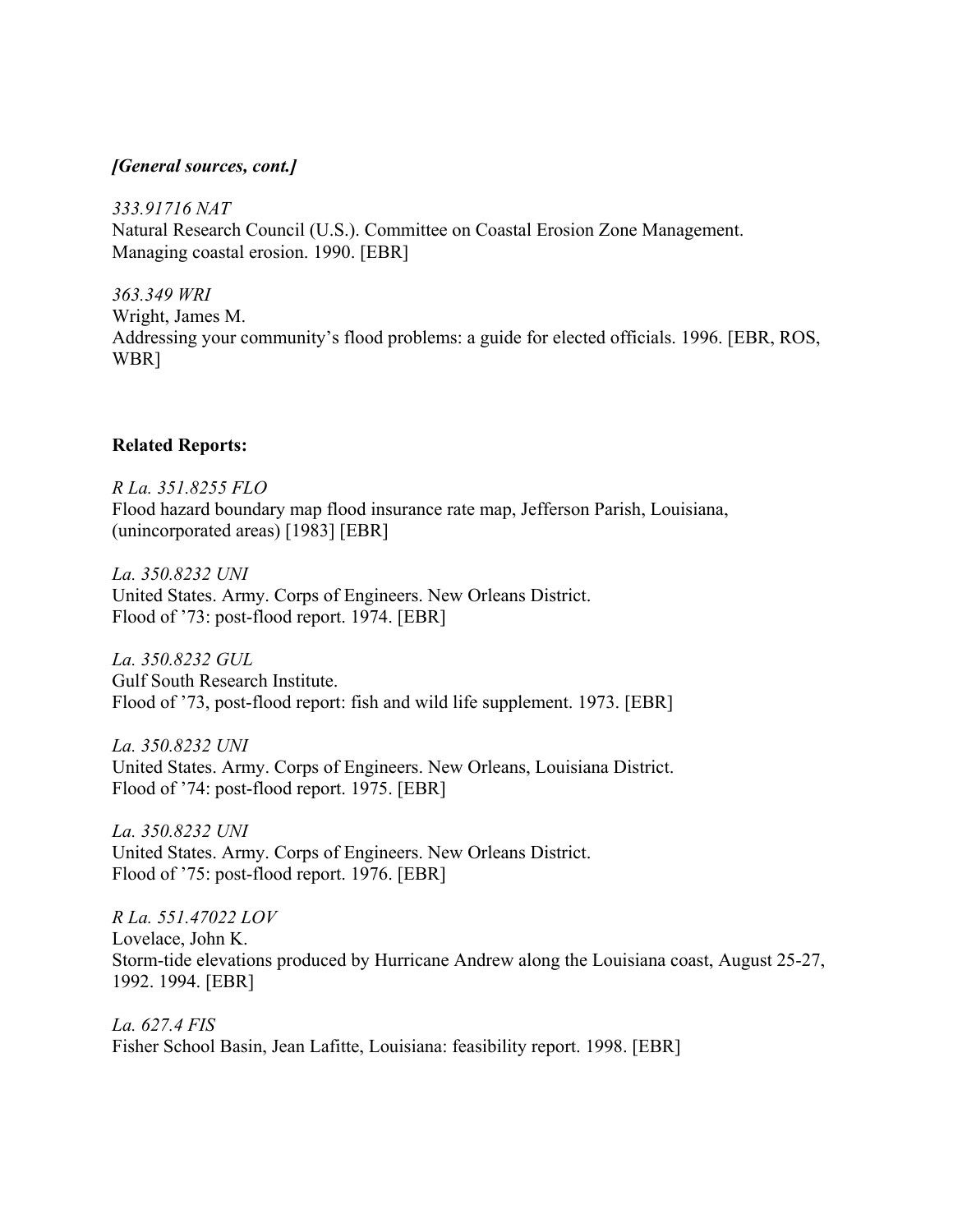***[General sources, cont.]***

*333.91716 NAT*
Natural Research Council (U.S.). Committee on Coastal Erosion Zone Management.
Managing coastal erosion. 1990. [EBR]

*363.349 WRI*
Wright, James M.
Addressing your community's flood problems: a guide for elected officials. 1996. [EBR, ROS, WBR]

**Related Reports:**

*R La. 351.8255 FLO*
Flood hazard boundary map flood insurance rate map, Jefferson Parish, Louisiana, (unincorporated areas) [1983] [EBR]

*La. 350.8232 UNI*
United States. Army. Corps of Engineers. New Orleans District.
Flood of '73: post-flood report. 1974. [EBR]

*La. 350.8232 GUL*
Gulf South Research Institute.
Flood of '73, post-flood report: fish and wild life supplement. 1973. [EBR]

*La. 350.8232 UNI*
United States. Army. Corps of Engineers. New Orleans, Louisiana District.
Flood of '74: post-flood report. 1975. [EBR]

*La. 350.8232 UNI*
United States. Army. Corps of Engineers. New Orleans District.
Flood of '75: post-flood report. 1976. [EBR]

*R La. 551.47022 LOV*
Lovelace, John K.
Storm-tide elevations produced by Hurricane Andrew along the Louisiana coast, August 25-27, 1992. 1994. [EBR]

*La. 627.4 FIS*
Fisher School Basin, Jean Lafitte, Louisiana: feasibility report. 1998. [EBR]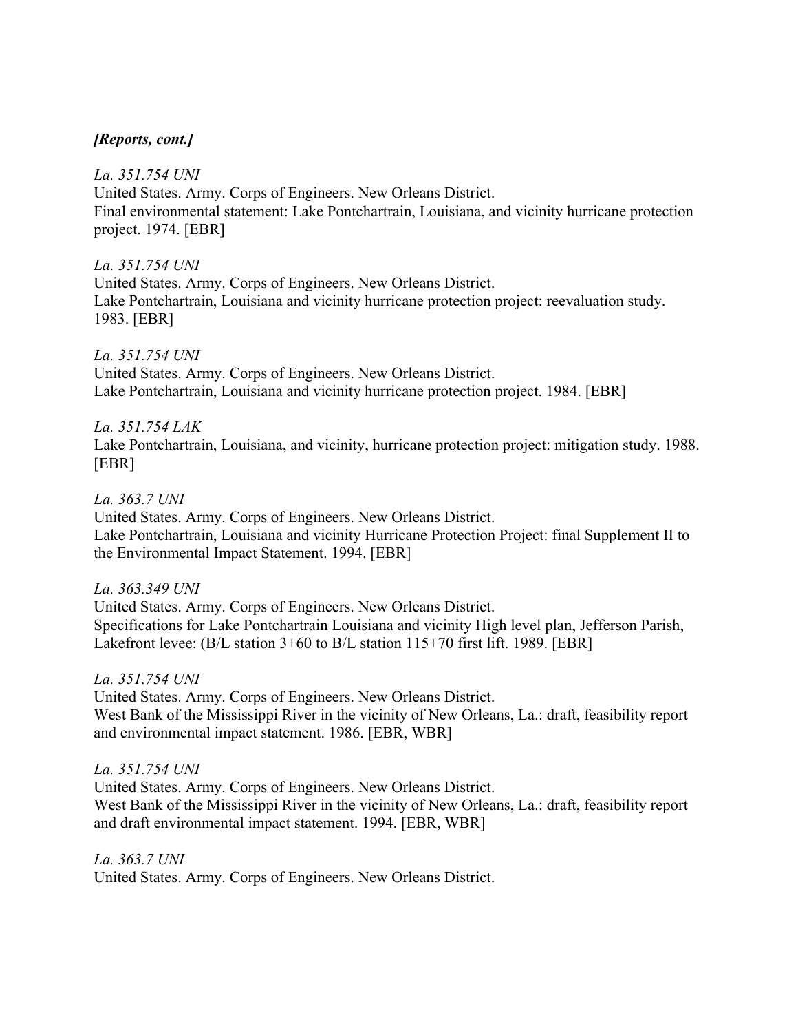***[Reports, cont.]***

*La. 351.754 UNI*
United States. Army. Corps of Engineers. New Orleans District.
Final environmental statement: Lake Pontchartrain, Louisiana, and vicinity hurricane protection project. 1974. [EBR]

*La. 351.754 UNI*
United States. Army. Corps of Engineers. New Orleans District.
Lake Pontchartrain, Louisiana and vicinity hurricane protection project: reevaluation study. 1983. [EBR]

*La. 351.754 UNI*
United States. Army. Corps of Engineers. New Orleans District.
Lake Pontchartrain, Louisiana and vicinity hurricane protection project. 1984. [EBR]

*La. 351.754 LAK*
Lake Pontchartrain, Louisiana, and vicinity, hurricane protection project: mitigation study. 1988. [EBR]

*La. 363.7 UNI*
United States. Army. Corps of Engineers. New Orleans District.
Lake Pontchartrain, Louisiana and vicinity Hurricane Protection Project: final Supplement II to the Environmental Impact Statement. 1994. [EBR]

*La. 363.349 UNI*
United States. Army. Corps of Engineers. New Orleans District.
Specifications for Lake Pontchartrain Louisiana and vicinity High level plan, Jefferson Parish, Lakefront levee: (B/L station 3+60 to B/L station 115+70 first lift. 1989. [EBR]

*La. 351.754 UNI*
United States. Army. Corps of Engineers. New Orleans District.
West Bank of the Mississippi River in the vicinity of New Orleans, La.: draft, feasibility report and environmental impact statement. 1986. [EBR, WBR]

*La. 351.754 UNI*
United States. Army. Corps of Engineers. New Orleans District.
West Bank of the Mississippi River in the vicinity of New Orleans, La.: draft, feasibility report and draft environmental impact statement. 1994. [EBR, WBR]

*La. 363.7 UNI*
United States. Army. Corps of Engineers. New Orleans District.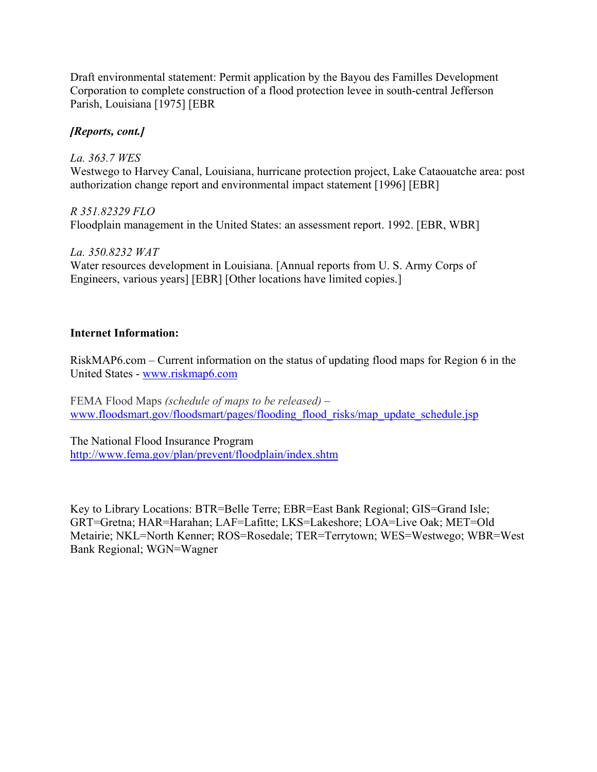Draft environmental statement: Permit application by the Bayou des Familles Development Corporation to complete construction of a flood protection levee in south-central Jefferson Parish, Louisiana [1975] [EBR

***[Reports, cont.]***

*La. 363.7 WES*
Westwego to Harvey Canal, Louisiana, hurricane protection project, Lake Cataouatche area: post authorization change report and environmental impact statement [1996] [EBR]

*R 351.82329 FLO*
Floodplain management in the United States: an assessment report. 1992. [EBR, WBR]

*La. 350.8232 WAT*
Water resources development in Louisiana. [Annual reports from U. S. Army Corps of Engineers, various years] [EBR] [Other locations have limited copies.]

**Internet Information:**

RiskMAP6.com – Current information on the status of updating flood maps for Region 6 in the United States - www.riskmap6.com

FEMA Flood Maps *(schedule of maps to be released)* – www.floodsmart.gov/floodsmart/pages/flooding_flood_risks/map_update_schedule.jsp

The National Flood Insurance Program
http://www.fema.gov/plan/prevent/floodplain/index.shtm

Key to Library Locations: BTR=Belle Terre; EBR=East Bank Regional; GIS=Grand Isle; GRT=Gretna; HAR=Harahan; LAF=Lafitte; LKS=Lakeshore; LOA=Live Oak; MET=Old Metairie; NKL=North Kenner; ROS=Rosedale; TER=Terrytown; WES=Westwego; WBR=West Bank Regional; WGN=Wagner